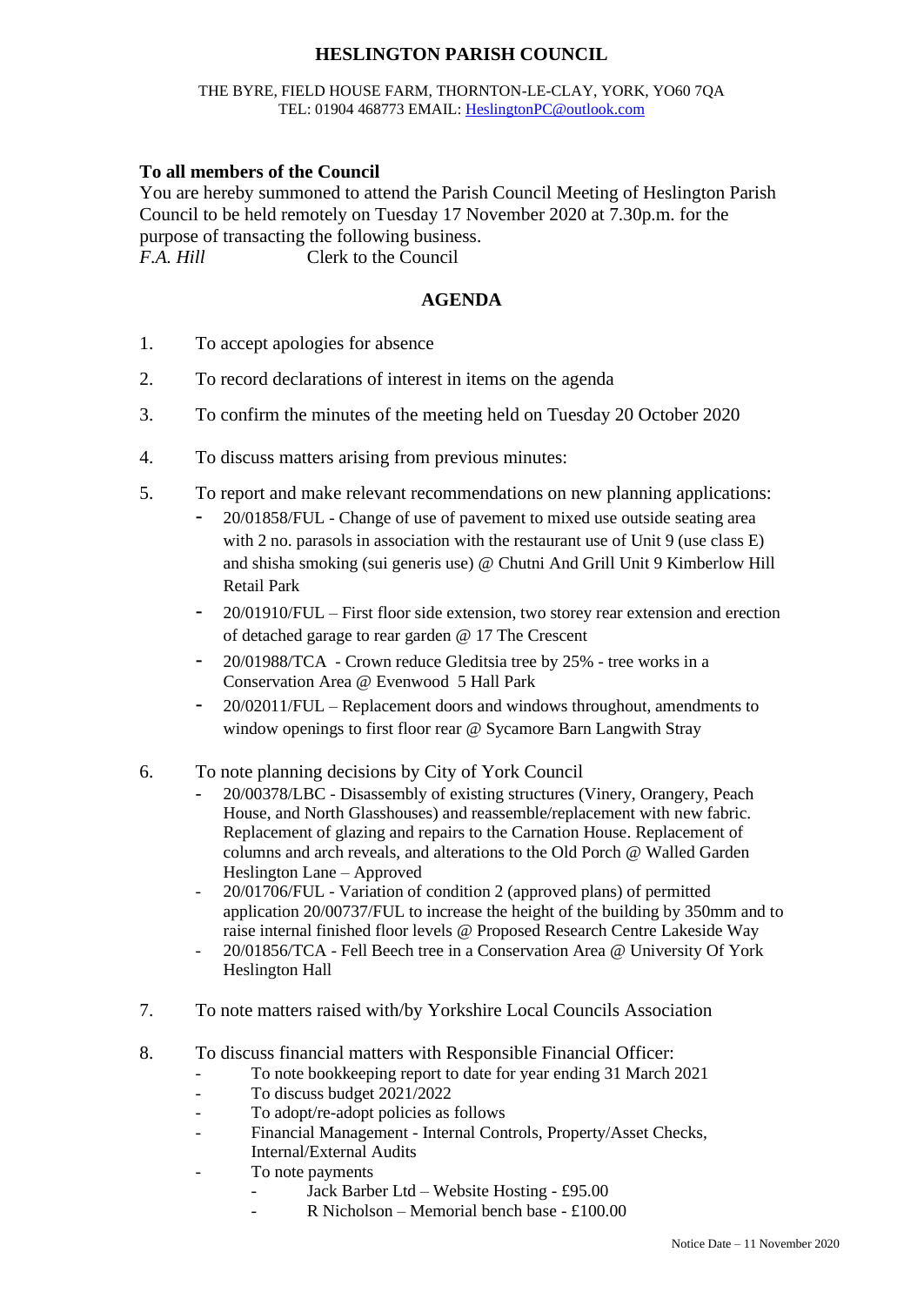# HESLINGTON PARISH COUNCIL

THE BYRE, FIELD HOUSE FARM, THORNTON-LE-CLAY, YORK, YO60 7QA
TEL: 01904 468773 EMAIL: HeslingtonPC@outlook.com

**To all members of the Council**
You are hereby summoned to attend the Parish Council Meeting of Heslington Parish Council to be held remotely on Tuesday 17 November 2020 at 7.30p.m. for the purpose of transacting the following business.
*F.A. Hill* Clerk to the Council

## AGENDA

1. To accept apologies for absence

2. To record declarations of interest in items on the agenda

3. To confirm the minutes of the meeting held on Tuesday 20 October 2020

4. To discuss matters arising from previous minutes:

5. To report and make relevant recommendations on new planning applications:
   - 20/01858/FUL - Change of use of pavement to mixed use outside seating area with 2 no. parasols in association with the restaurant use of Unit 9 (use class E) and shisha smoking (sui generis use) @ Chutni And Grill Unit 9 Kimberlow Hill Retail Park
   - 20/01910/FUL – First floor side extension, two storey rear extension and erection of detached garage to rear garden @ 17 The Crescent
   - 20/01988/TCA - Crown reduce Gleditsia tree by 25% - tree works in a Conservation Area @ Evenwood 5 Hall Park
   - 20/02011/FUL – Replacement doors and windows throughout, amendments to window openings to first floor rear @ Sycamore Barn Langwith Stray

6. To note planning decisions by City of York Council
   - 20/00378/LBC - Disassembly of existing structures (Vinery, Orangery, Peach House, and North Glasshouses) and reassemble/replacement with new fabric. Replacement of glazing and repairs to the Carnation House. Replacement of columns and arch reveals, and alterations to the Old Porch @ Walled Garden Heslington Lane – Approved
   - 20/01706/FUL - Variation of condition 2 (approved plans) of permitted application 20/00737/FUL to increase the height of the building by 350mm and to raise internal finished floor levels @ Proposed Research Centre Lakeside Way
   - 20/01856/TCA - Fell Beech tree in a Conservation Area @ University Of York Heslington Hall

7. To note matters raised with/by Yorkshire Local Councils Association

8. To discuss financial matters with Responsible Financial Officer:
   - To note bookkeeping report to date for year ending 31 March 2021
   - To discuss budget 2021/2022
   - To adopt/re-adopt policies as follows
   - Financial Management - Internal Controls, Property/Asset Checks, Internal/External Audits
   - To note payments
     - Jack Barber Ltd – Website Hosting - £95.00
     - R Nicholson – Memorial bench base - £100.00

Notice Date – 11 November 2020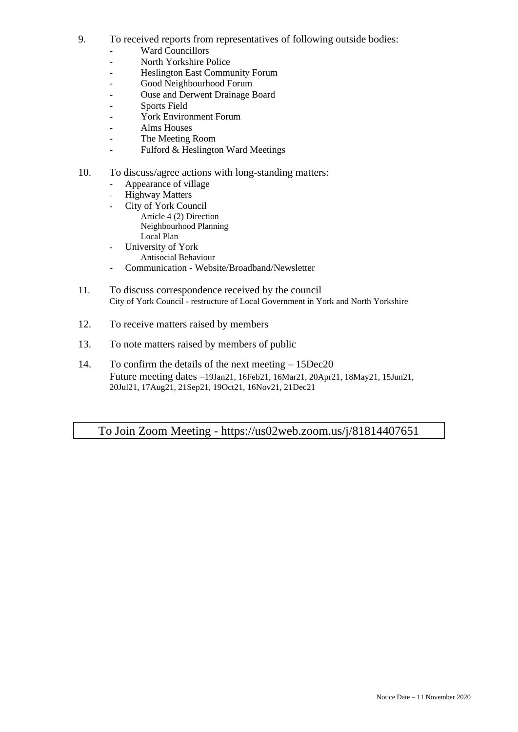9. To received reports from representatives of following outside bodies:
   - Ward Councillors
   - North Yorkshire Police
   - Heslington East Community Forum
   - Good Neighbourhood Forum
   - Ouse and Derwent Drainage Board
   - Sports Field
   - York Environment Forum
   - Alms Houses
   - The Meeting Room
   - Fulford & Heslington Ward Meetings

10. To discuss/agree actions with long-standing matters:
    - Appearance of village
    - Highway Matters
    - City of York Council
      - Article 4 (2) Direction
      - Neighbourhood Planning
      - Local Plan
    - University of York
      - Antisocial Behaviour
    - Communication - Website/Broadband/Newsletter

11. To discuss correspondence received by the council
    City of York Council - restructure of Local Government in York and North Yorkshire

12. To receive matters raised by members

13. To note matters raised by members of public

14. To confirm the details of the next meeting – 15Dec20
    Future meeting dates –19Jan21, 16Feb21, 16Mar21, 20Apr21, 18May21, 15Jun21, 20Jul21, 17Aug21, 21Sep21, 19Oct21, 16Nov21, 21Dec21

To Join Zoom Meeting - https://us02web.zoom.us/j/81814407651

Notice Date – 11 November 2020